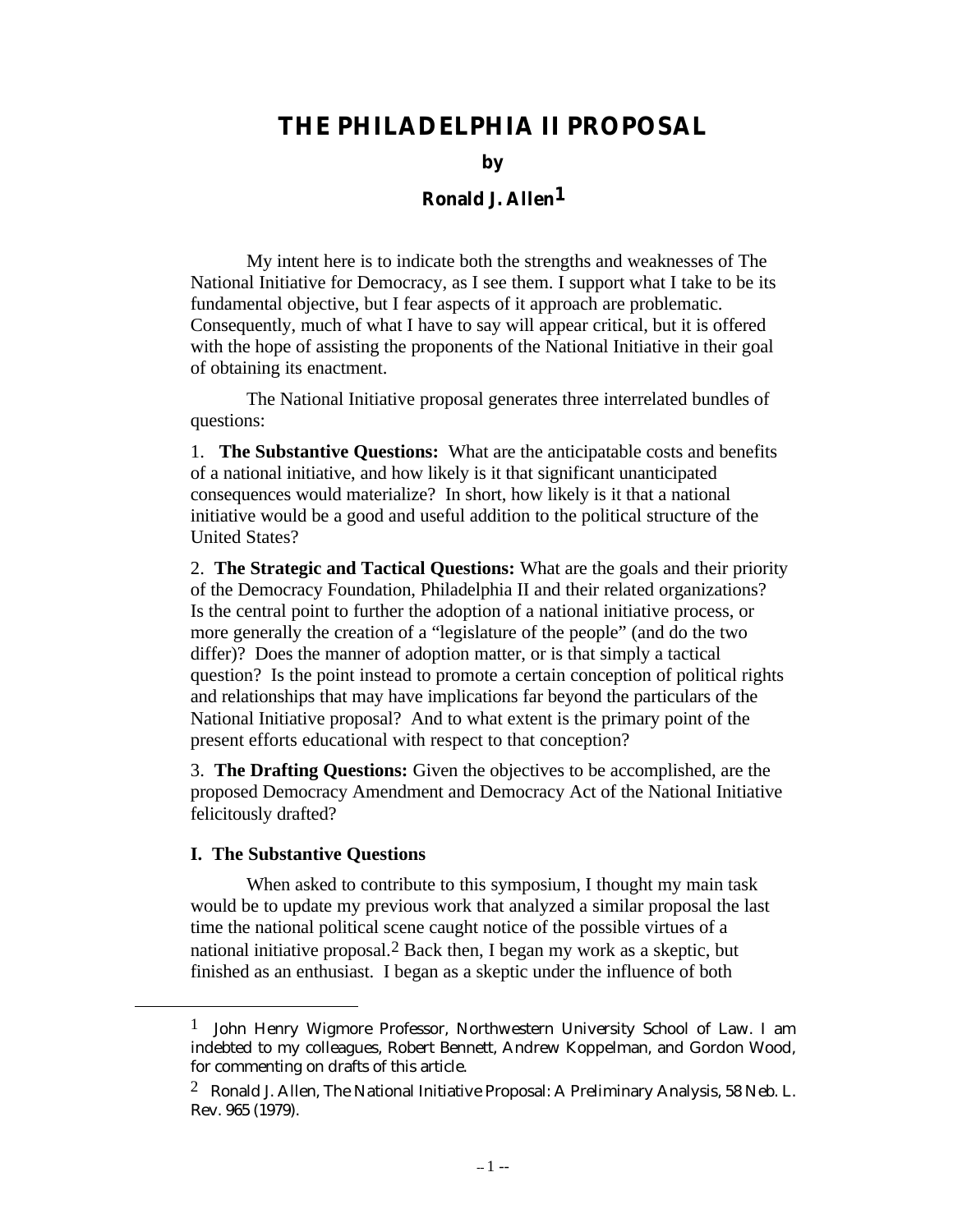# THE PHILADELPHIA II PROPOSAL

**by**

**Ronald J. Allen**[1]

My intent here is to indicate both the strengths and weaknesses of The National Initiative for Democracy, as I see them. I support what I take to be its fundamental objective, but I fear aspects of it approach are problematic. Consequently, much of what I have to say will appear critical, but it is offered with the hope of assisting the proponents of the National Initiative in their goal of obtaining its enactment.

The National Initiative proposal generates three interrelated bundles of questions:

1. **The Substantive Questions:** What are the anticipatable costs and benefits of a national initiative, and how likely is it that significant unanticipated consequences would materialize? In short, how likely is it that a national initiative would be a good and useful addition to the political structure of the United States?

2. **The Strategic and Tactical Questions:** What are the goals and their priority of the Democracy Foundation, Philadelphia II and their related organizations? Is the central point to further the adoption of a national initiative process, or more generally the creation of a "legislature of the people" (and do the two differ)? Does the manner of adoption matter, or is that simply a tactical question? Is the point instead to promote a certain conception of political rights and relationships that may have implications far beyond the particulars of the National Initiative proposal? And to what extent is the primary point of the present efforts educational with respect to that conception?

3. **The Drafting Questions:** Given the objectives to be accomplished, are the proposed Democracy Amendment and Democracy Act of the National Initiative felicitously drafted?

**I. The Substantive Questions**

When asked to contribute to this symposium, I thought my main task would be to update my previous work that analyzed a similar proposal the last time the national political scene caught notice of the possible virtues of a national initiative proposal.[2] Back then, I began my work as a skeptic, but finished as an enthusiast. I began as a skeptic under the influence of both

---

[1] John Henry Wigmore Professor, Northwestern University School of Law. I am indebted to my colleagues, Robert Bennett, Andrew Koppelman, and Gordon Wood, for commenting on drafts of this article.

[2] Ronald J. Allen, The National Initiative Proposal: A Preliminary Analysis, 58 Neb. L. Rev. 965 (1979).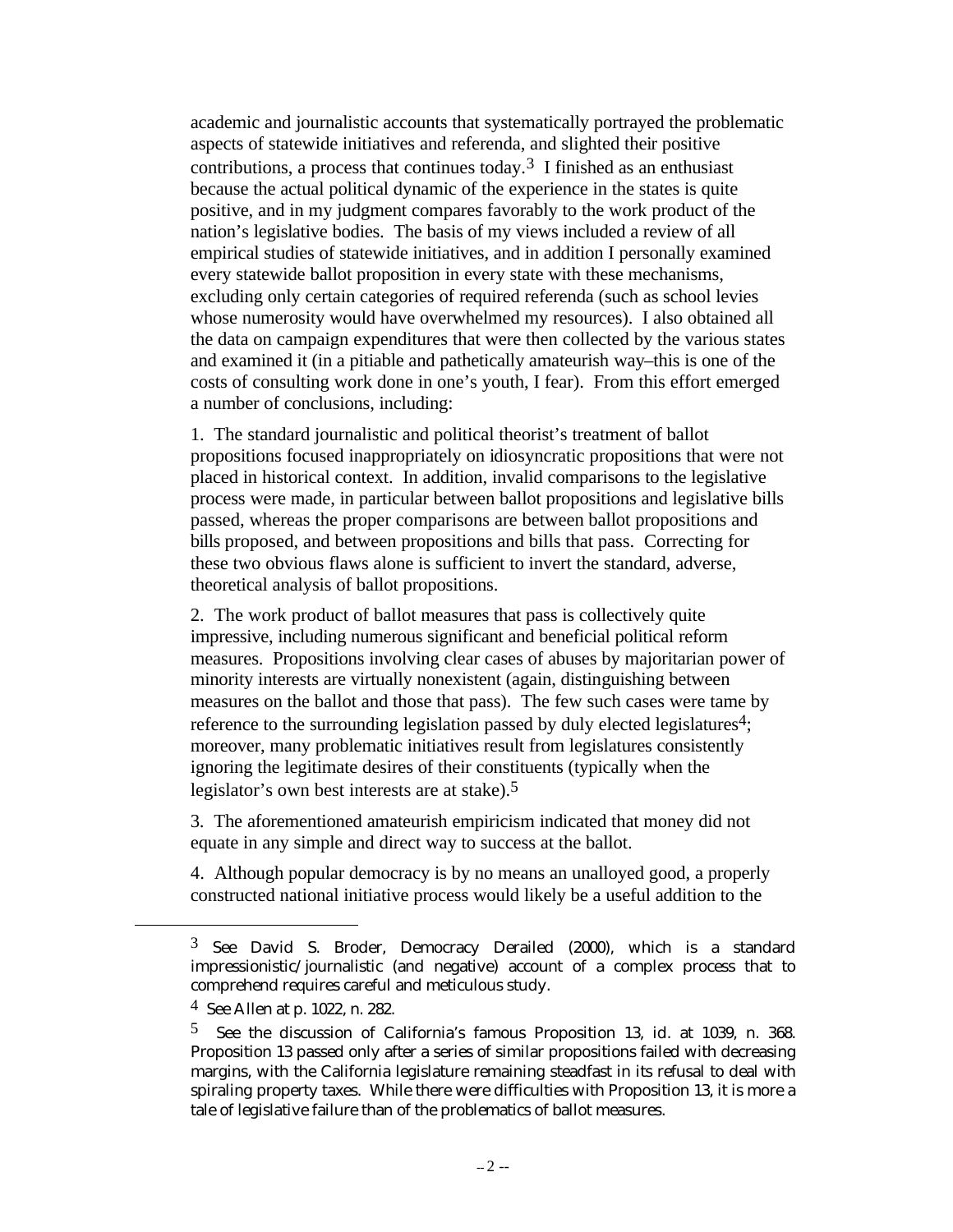academic and journalistic accounts that systematically portrayed the problematic aspects of statewide initiatives and referenda, and slighted their positive contributions, a process that continues today.[3] I finished as an enthusiast because the actual political dynamic of the experience in the states is quite positive, and in my judgment compares favorably to the work product of the nation's legislative bodies. The basis of my views included a review of all empirical studies of statewide initiatives, and in addition I personally examined every statewide ballot proposition in every state with these mechanisms, excluding only certain categories of required referenda (such as school levies whose numerosity would have overwhelmed my resources). I also obtained all the data on campaign expenditures that were then collected by the various states and examined it (in a pitiable and pathetically amateurish way–this is one of the costs of consulting work done in one's youth, I fear). From this effort emerged a number of conclusions, including:

1. The standard journalistic and political theorist's treatment of ballot propositions focused inappropriately on idiosyncratic propositions that were not placed in historical context. In addition, invalid comparisons to the legislative process were made, in particular between ballot propositions and legislative bills passed, whereas the proper comparisons are between ballot propositions and bills proposed, and between propositions and bills that pass. Correcting for these two obvious flaws alone is sufficient to invert the standard, adverse, theoretical analysis of ballot propositions.

2. The work product of ballot measures that pass is collectively quite impressive, including numerous significant and beneficial political reform measures. Propositions involving clear cases of abuses by majoritarian power of minority interests are virtually nonexistent (again, distinguishing between measures on the ballot and those that pass). The few such cases were tame by reference to the surrounding legislation passed by duly elected legislatures[4]; moreover, many problematic initiatives result from legislatures consistently ignoring the legitimate desires of their constituents (typically when the legislator's own best interests are at stake).[5]

3. The aforementioned amateurish empiricism indicated that money did not equate in any simple and direct way to success at the ballot.

4. Although popular democracy is by no means an unalloyed good, a properly constructed national initiative process would likely be a useful addition to the

---

[3] See David S. Broder, Democracy Derailed (2000), which is a standard impressionistic/journalistic (and negative) account of a complex process that to comprehend requires careful and meticulous study.

[4] See Allen at p. 1022, n. 282.

[5] See the discussion of California's famous Proposition 13, id. at 1039, n. 368. Proposition 13 passed only after a series of similar propositions failed with decreasing margins, with the California legislature remaining steadfast in its refusal to deal with spiraling property taxes. While there were difficulties with Proposition 13, it is more a tale of legislative failure than of the problematics of ballot measures.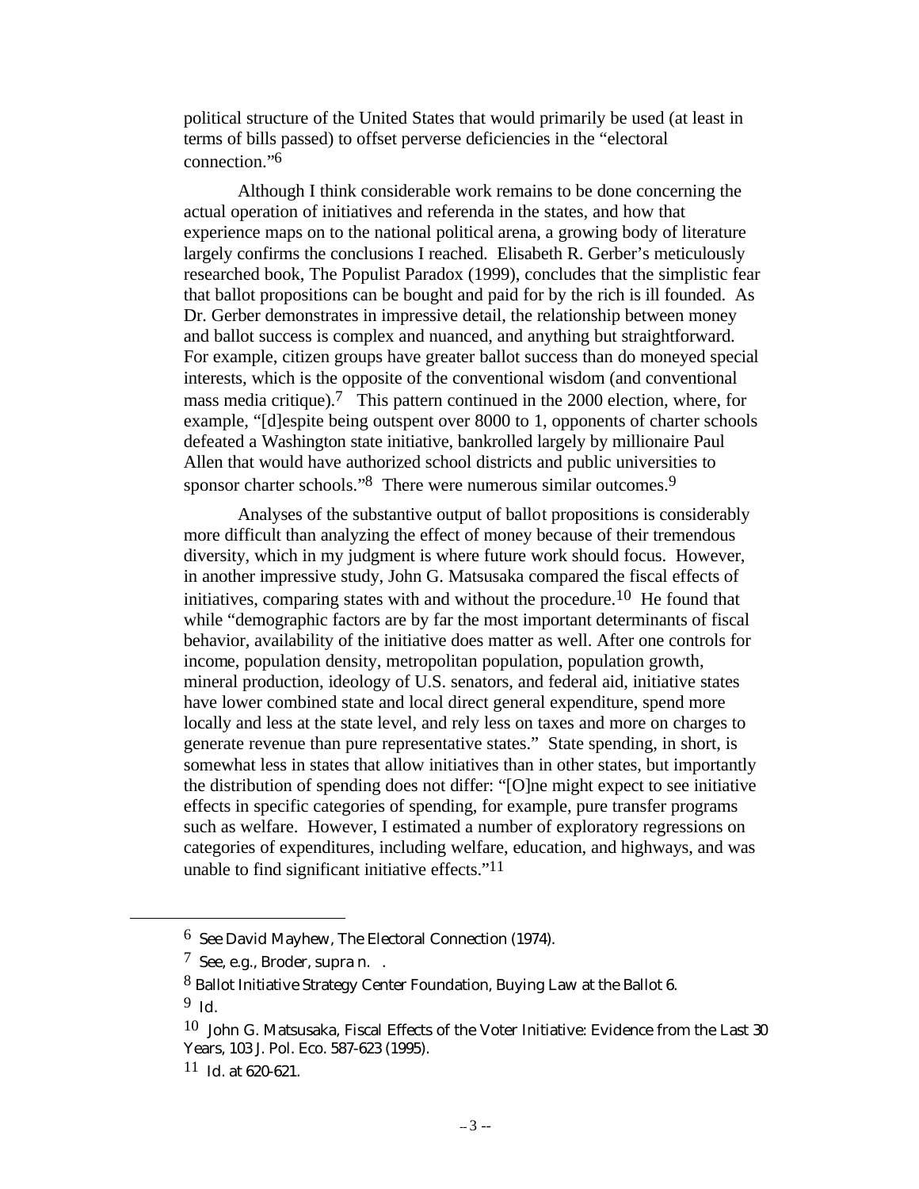political structure of the United States that would primarily be used (at least in terms of bills passed) to offset perverse deficiencies in the "electoral connection."[6]

Although I think considerable work remains to be done concerning the actual operation of initiatives and referenda in the states, and how that experience maps on to the national political arena, a growing body of literature largely confirms the conclusions I reached. Elisabeth R. Gerber's meticulously researched book, The Populist Paradox (1999), concludes that the simplistic fear that ballot propositions can be bought and paid for by the rich is ill founded. As Dr. Gerber demonstrates in impressive detail, the relationship between money and ballot success is complex and nuanced, and anything but straightforward. For example, citizen groups have greater ballot success than do moneyed special interests, which is the opposite of the conventional wisdom (and conventional mass media critique).[7] This pattern continued in the 2000 election, where, for example, "[d]espite being outspent over 8000 to 1, opponents of charter schools defeated a Washington state initiative, bankrolled largely by millionaire Paul Allen that would have authorized school districts and public universities to sponsor charter schools."[8] There were numerous similar outcomes.[9]

Analyses of the substantive output of ballot propositions is considerably more difficult than analyzing the effect of money because of their tremendous diversity, which in my judgment is where future work should focus. However, in another impressive study, John G. Matsusaka compared the fiscal effects of initiatives, comparing states with and without the procedure.[10] He found that while "demographic factors are by far the most important determinants of fiscal behavior, availability of the initiative does matter as well. After one controls for income, population density, metropolitan population, population growth, mineral production, ideology of U.S. senators, and federal aid, initiative states have lower combined state and local direct general expenditure, spend more locally and less at the state level, and rely less on taxes and more on charges to generate revenue than pure representative states." State spending, in short, is somewhat less in states that allow initiatives than in other states, but importantly the distribution of spending does not differ: "[O]ne might expect to see initiative effects in specific categories of spending, for example, pure transfer programs such as welfare. However, I estimated a number of exploratory regressions on categories of expenditures, including welfare, education, and highways, and was unable to find significant initiative effects."[11]

---

[6] See David Mayhew, The Electoral Connection (1974).

[7] See, e.g., Broder, supra n. .

[8] Ballot Initiative Strategy Center Foundation, Buying Law at the Ballot 6.

[9] Id.

[10] John G. Matsusaka, Fiscal Effects of the Voter Initiative: Evidence from the Last 30 Years, 103 J. Pol. Eco. 587-623 (1995).

[11] Id. at 620-621.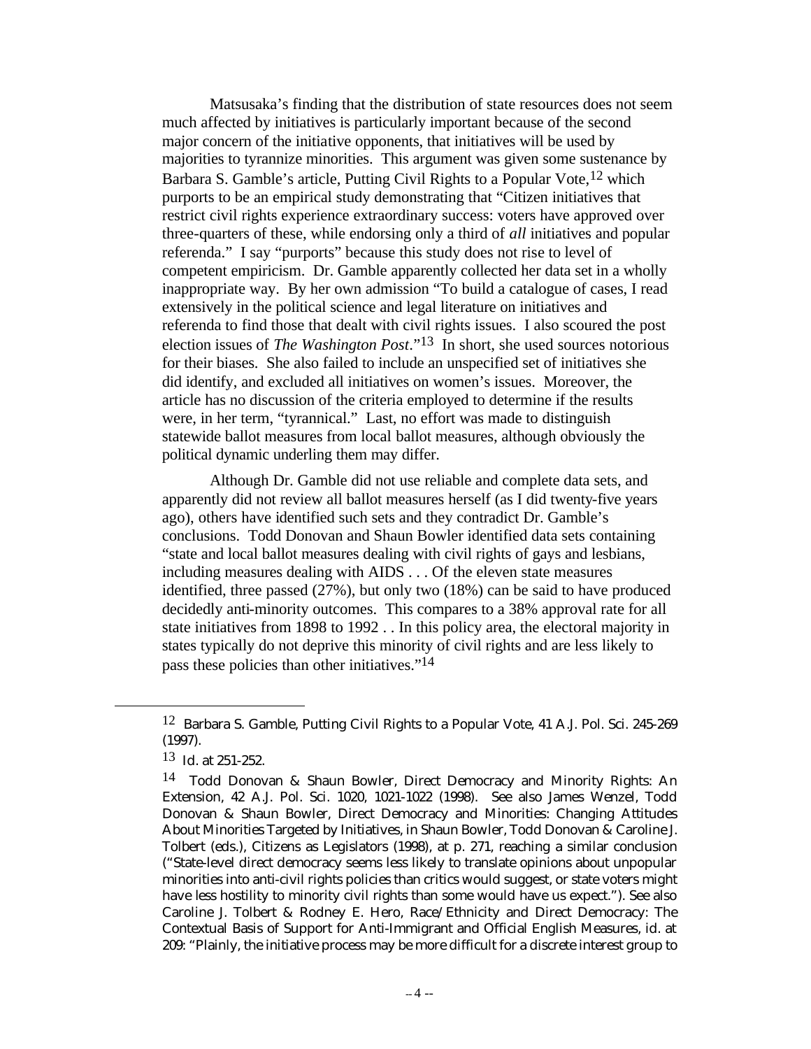Matsusaka's finding that the distribution of state resources does not seem much affected by initiatives is particularly important because of the second major concern of the initiative opponents, that initiatives will be used by majorities to tyrannize minorities. This argument was given some sustenance by Barbara S. Gamble's article, Putting Civil Rights to a Popular Vote,[12] which purports to be an empirical study demonstrating that "Citizen initiatives that restrict civil rights experience extraordinary success: voters have approved over three-quarters of these, while endorsing only a third of *all* initiatives and popular referenda." I say "purports" because this study does not rise to level of competent empiricism. Dr. Gamble apparently collected her data set in a wholly inappropriate way. By her own admission "To build a catalogue of cases, I read extensively in the political science and legal literature on initiatives and referenda to find those that dealt with civil rights issues. I also scoured the post election issues of *The Washington Post*."[13] In short, she used sources notorious for their biases. She also failed to include an unspecified set of initiatives she did identify, and excluded all initiatives on women's issues. Moreover, the article has no discussion of the criteria employed to determine if the results were, in her term, "tyrannical." Last, no effort was made to distinguish statewide ballot measures from local ballot measures, although obviously the political dynamic underling them may differ.

Although Dr. Gamble did not use reliable and complete data sets, and apparently did not review all ballot measures herself (as I did twenty-five years ago), others have identified such sets and they contradict Dr. Gamble's conclusions. Todd Donovan and Shaun Bowler identified data sets containing "state and local ballot measures dealing with civil rights of gays and lesbians, including measures dealing with AIDS . . . Of the eleven state measures identified, three passed (27%), but only two (18%) can be said to have produced decidedly anti-minority outcomes. This compares to a 38% approval rate for all state initiatives from 1898 to 1992 . . In this policy area, the electoral majority in states typically do not deprive this minority of civil rights and are less likely to pass these policies than other initiatives."[14]

---

[12] Barbara S. Gamble, Putting Civil Rights to a Popular Vote, 41 A.J. Pol. Sci. 245-269 (1997).

[13] Id. at 251-252.

[14] Todd Donovan & Shaun Bowler, Direct Democracy and Minority Rights: An Extension, 42 A.J. Pol. Sci. 1020, 1021-1022 (1998). See also James Wenzel, Todd Donovan & Shaun Bowler, Direct Democracy and Minorities: Changing Attitudes About Minorities Targeted by Initiatives, in Shaun Bowler, Todd Donovan & Caroline J. Tolbert (eds.), Citizens as Legislators (1998), at p. 271, reaching a similar conclusion ("State-level direct democracy seems less likely to translate opinions about unpopular minorities into anti-civil rights policies than critics would suggest, or state voters might have less hostility to minority civil rights than some would have us expect."). See also Caroline J. Tolbert & Rodney E. Hero, Race/Ethnicity and Direct Democracy: The Contextual Basis of Support for Anti-Immigrant and Official English Measures, id. at 209: "Plainly, the initiative process may be more difficult for a discrete interest group to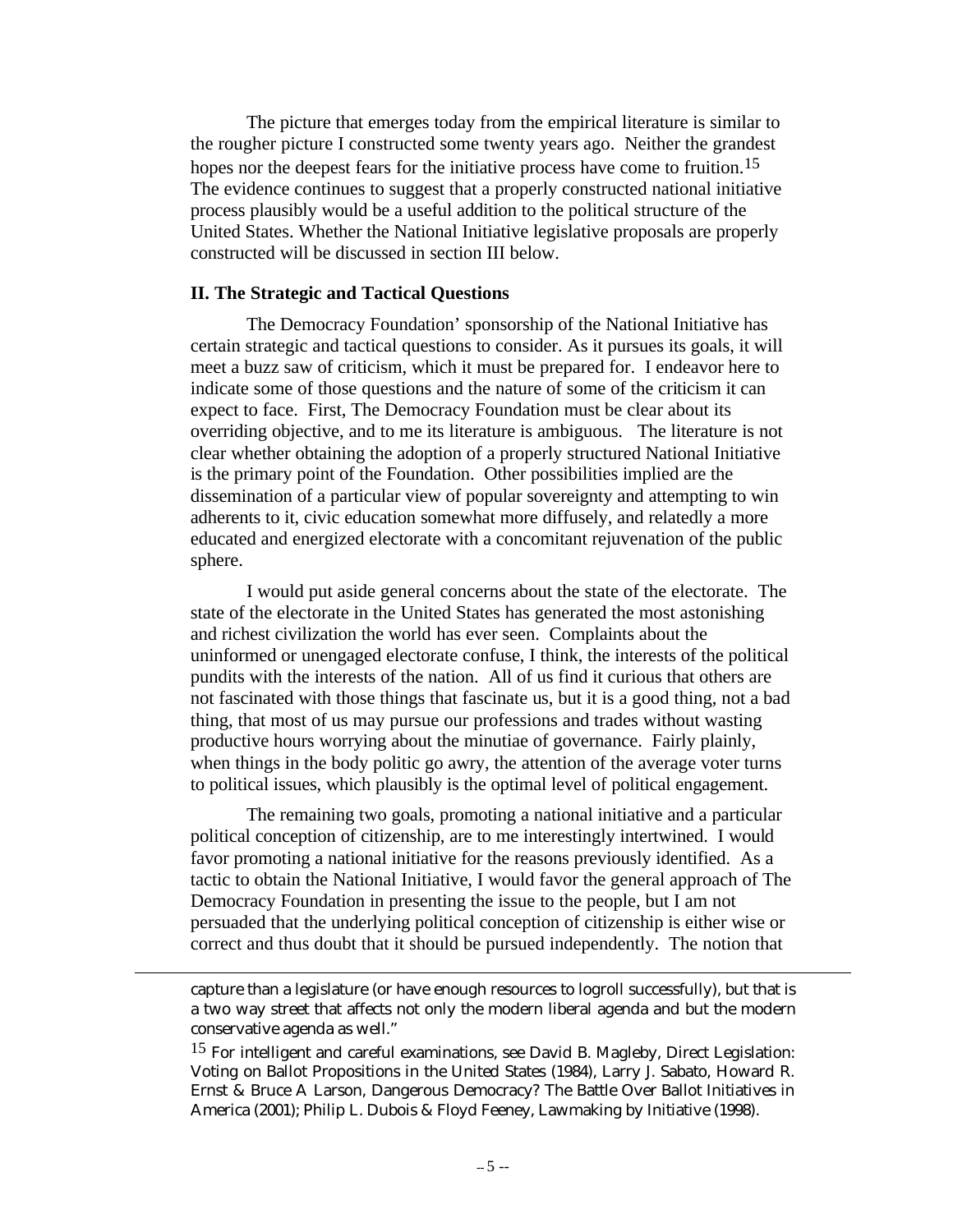The picture that emerges today from the empirical literature is similar to the rougher picture I constructed some twenty years ago. Neither the grandest hopes nor the deepest fears for the initiative process have come to fruition.[15] The evidence continues to suggest that a properly constructed national initiative process plausibly would be a useful addition to the political structure of the United States. Whether the National Initiative legislative proposals are properly constructed will be discussed in section III below.

## II. The Strategic and Tactical Questions

The Democracy Foundation' sponsorship of the National Initiative has certain strategic and tactical questions to consider. As it pursues its goals, it will meet a buzz saw of criticism, which it must be prepared for. I endeavor here to indicate some of those questions and the nature of some of the criticism it can expect to face. First, The Democracy Foundation must be clear about its overriding objective, and to me its literature is ambiguous. The literature is not clear whether obtaining the adoption of a properly structured National Initiative is the primary point of the Foundation. Other possibilities implied are the dissemination of a particular view of popular sovereignty and attempting to win adherents to it, civic education somewhat more diffusely, and relatedly a more educated and energized electorate with a concomitant rejuvenation of the public sphere.

I would put aside general concerns about the state of the electorate. The state of the electorate in the United States has generated the most astonishing and richest civilization the world has ever seen. Complaints about the uninformed or unengaged electorate confuse, I think, the interests of the political pundits with the interests of the nation. All of us find it curious that others are not fascinated with those things that fascinate us, but it is a good thing, not a bad thing, that most of us may pursue our professions and trades without wasting productive hours worrying about the minutiae of governance. Fairly plainly, when things in the body politic go awry, the attention of the average voter turns to political issues, which plausibly is the optimal level of political engagement.

The remaining two goals, promoting a national initiative and a particular political conception of citizenship, are to me interestingly intertwined. I would favor promoting a national initiative for the reasons previously identified. As a tactic to obtain the National Initiative, I would favor the general approach of The Democracy Foundation in presenting the issue to the people, but I am not persuaded that the underlying political conception of citizenship is either wise or correct and thus doubt that it should be pursued independently. The notion that

---

capture than a legislature (or have enough resources to logroll successfully), but that is a two way street that affects not only the modern liberal agenda and but the modern conservative agenda as well."

[15] For intelligent and careful examinations, see David B. Magleby, Direct Legislation: Voting on Ballot Propositions in the United States (1984), Larry J. Sabato, Howard R. Ernst & Bruce A Larson, Dangerous Democracy? The Battle Over Ballot Initiatives in America (2001); Philip L. Dubois & Floyd Feeney, Lawmaking by Initiative (1998).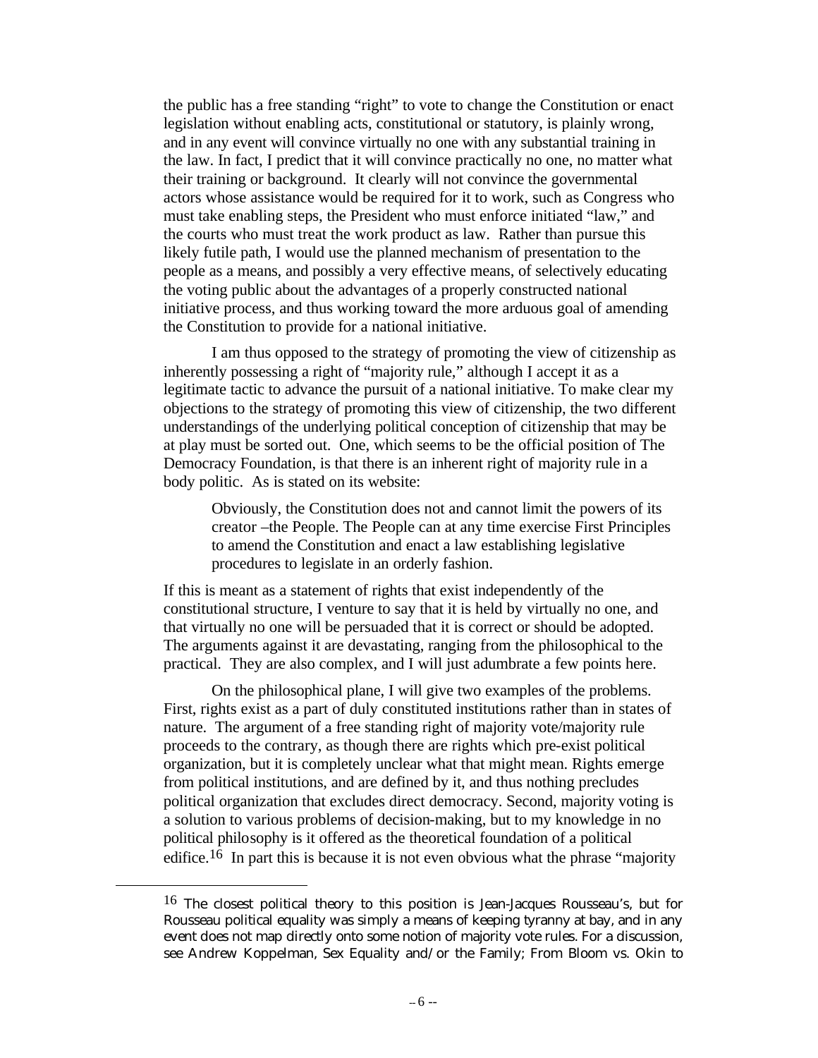the public has a free standing "right" to vote to change the Constitution or enact legislation without enabling acts, constitutional or statutory, is plainly wrong, and in any event will convince virtually no one with any substantial training in the law. In fact, I predict that it will convince practically no one, no matter what their training or background. It clearly will not convince the governmental actors whose assistance would be required for it to work, such as Congress who must take enabling steps, the President who must enforce initiated "law," and the courts who must treat the work product as law. Rather than pursue this likely futile path, I would use the planned mechanism of presentation to the people as a means, and possibly a very effective means, of selectively educating the voting public about the advantages of a properly constructed national initiative process, and thus working toward the more arduous goal of amending the Constitution to provide for a national initiative.

I am thus opposed to the strategy of promoting the view of citizenship as inherently possessing a right of "majority rule," although I accept it as a legitimate tactic to advance the pursuit of a national initiative. To make clear my objections to the strategy of promoting this view of citizenship, the two different understandings of the underlying political conception of citizenship that may be at play must be sorted out. One, which seems to be the official position of The Democracy Foundation, is that there is an inherent right of majority rule in a body politic. As is stated on its website:

> Obviously, the Constitution does not and cannot limit the powers of its creator –the People. The People can at any time exercise First Principles to amend the Constitution and enact a law establishing legislative procedures to legislate in an orderly fashion.

If this is meant as a statement of rights that exist independently of the constitutional structure, I venture to say that it is held by virtually no one, and that virtually no one will be persuaded that it is correct or should be adopted. The arguments against it are devastating, ranging from the philosophical to the practical. They are also complex, and I will just adumbrate a few points here.

On the philosophical plane, I will give two examples of the problems. First, rights exist as a part of duly constituted institutions rather than in states of nature. The argument of a free standing right of majority vote/majority rule proceeds to the contrary, as though there are rights which pre-exist political organization, but it is completely unclear what that might mean. Rights emerge from political institutions, and are defined by it, and thus nothing precludes political organization that excludes direct democracy. Second, majority voting is a solution to various problems of decision-making, but to my knowledge in no political philosophy is it offered as the theoretical foundation of a political edifice.[16] In part this is because it is not even obvious what the phrase "majority

[16] The closest political theory to this position is Jean-Jacques Rousseau's, but for Rousseau political equality was simply a means of keeping tyranny at bay, and in any event does not map directly onto some notion of majority vote rules. For a discussion, see Andrew Koppelman, Sex Equality and/or the Family; From Bloom vs. Okin to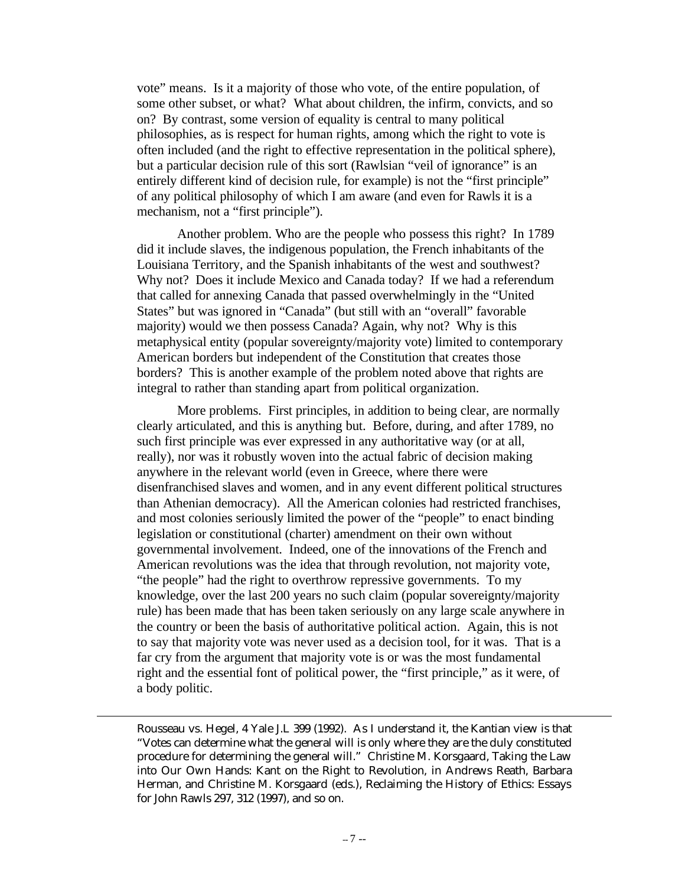vote" means. Is it a majority of those who vote, of the entire population, of some other subset, or what? What about children, the infirm, convicts, and so on? By contrast, some version of equality is central to many political philosophies, as is respect for human rights, among which the right to vote is often included (and the right to effective representation in the political sphere), but a particular decision rule of this sort (Rawlsian "veil of ignorance" is an entirely different kind of decision rule, for example) is not the "first principle" of any political philosophy of which I am aware (and even for Rawls it is a mechanism, not a "first principle").

Another problem. Who are the people who possess this right? In 1789 did it include slaves, the indigenous population, the French inhabitants of the Louisiana Territory, and the Spanish inhabitants of the west and southwest? Why not? Does it include Mexico and Canada today? If we had a referendum that called for annexing Canada that passed overwhelmingly in the "United States" but was ignored in "Canada" (but still with an "overall" favorable majority) would we then possess Canada? Again, why not? Why is this metaphysical entity (popular sovereignty/majority vote) limited to contemporary American borders but independent of the Constitution that creates those borders? This is another example of the problem noted above that rights are integral to rather than standing apart from political organization.

More problems. First principles, in addition to being clear, are normally clearly articulated, and this is anything but. Before, during, and after 1789, no such first principle was ever expressed in any authoritative way (or at all, really), nor was it robustly woven into the actual fabric of decision making anywhere in the relevant world (even in Greece, where there were disenfranchised slaves and women, and in any event different political structures than Athenian democracy). All the American colonies had restricted franchises, and most colonies seriously limited the power of the "people" to enact binding legislation or constitutional (charter) amendment on their own without governmental involvement. Indeed, one of the innovations of the French and American revolutions was the idea that through revolution, not majority vote, "the people" had the right to overthrow repressive governments. To my knowledge, over the last 200 years no such claim (popular sovereignty/majority rule) has been made that has been taken seriously on any large scale anywhere in the country or been the basis of authoritative political action. Again, this is not to say that majority vote was never used as a decision tool, for it was. That is a far cry from the argument that majority vote is or was the most fundamental right and the essential font of political power, the "first principle," as it were, of a body politic.

---

Rousseau vs. Hegel, 4 Yale J.L 399 (1992). As I understand it, the Kantian view is that "Votes can determine what the general will is only where they are the duly constituted procedure for determining the general will." Christine M. Korsgaard, Taking the Law into Our Own Hands: Kant on the Right to Revolution, in Andrews Reath, Barbara Herman, and Christine M. Korsgaard (eds.), Reclaiming the History of Ethics: Essays for John Rawls 297, 312 (1997), and so on.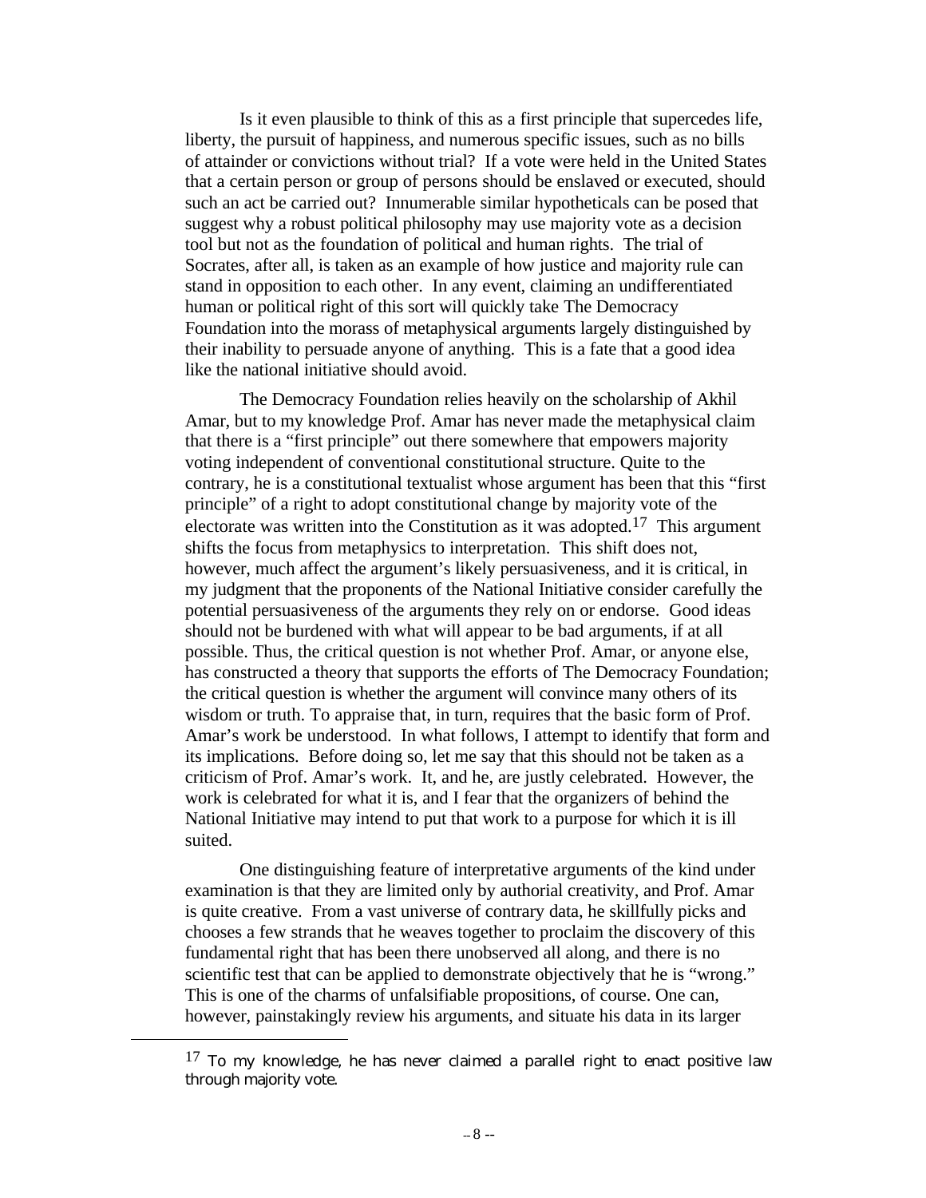Is it even plausible to think of this as a first principle that supercedes life, liberty, the pursuit of happiness, and numerous specific issues, such as no bills of attainder or convictions without trial? If a vote were held in the United States that a certain person or group of persons should be enslaved or executed, should such an act be carried out? Innumerable similar hypotheticals can be posed that suggest why a robust political philosophy may use majority vote as a decision tool but not as the foundation of political and human rights. The trial of Socrates, after all, is taken as an example of how justice and majority rule can stand in opposition to each other. In any event, claiming an undifferentiated human or political right of this sort will quickly take The Democracy Foundation into the morass of metaphysical arguments largely distinguished by their inability to persuade anyone of anything. This is a fate that a good idea like the national initiative should avoid.

The Democracy Foundation relies heavily on the scholarship of Akhil Amar, but to my knowledge Prof. Amar has never made the metaphysical claim that there is a "first principle" out there somewhere that empowers majority voting independent of conventional constitutional structure. Quite to the contrary, he is a constitutional textualist whose argument has been that this "first principle" of a right to adopt constitutional change by majority vote of the electorate was written into the Constitution as it was adopted.[17] This argument shifts the focus from metaphysics to interpretation. This shift does not, however, much affect the argument's likely persuasiveness, and it is critical, in my judgment that the proponents of the National Initiative consider carefully the potential persuasiveness of the arguments they rely on or endorse. Good ideas should not be burdened with what will appear to be bad arguments, if at all possible. Thus, the critical question is not whether Prof. Amar, or anyone else, has constructed a theory that supports the efforts of The Democracy Foundation; the critical question is whether the argument will convince many others of its wisdom or truth. To appraise that, in turn, requires that the basic form of Prof. Amar's work be understood. In what follows, I attempt to identify that form and its implications. Before doing so, let me say that this should not be taken as a criticism of Prof. Amar's work. It, and he, are justly celebrated. However, the work is celebrated for what it is, and I fear that the organizers of behind the National Initiative may intend to put that work to a purpose for which it is ill suited.

One distinguishing feature of interpretative arguments of the kind under examination is that they are limited only by authorial creativity, and Prof. Amar is quite creative. From a vast universe of contrary data, he skillfully picks and chooses a few strands that he weaves together to proclaim the discovery of this fundamental right that has been there unobserved all along, and there is no scientific test that can be applied to demonstrate objectively that he is "wrong." This is one of the charms of unfalsifiable propositions, of course. One can, however, painstakingly review his arguments, and situate his data in its larger

[17] To my knowledge, he has never claimed a parallel right to enact positive law through majority vote.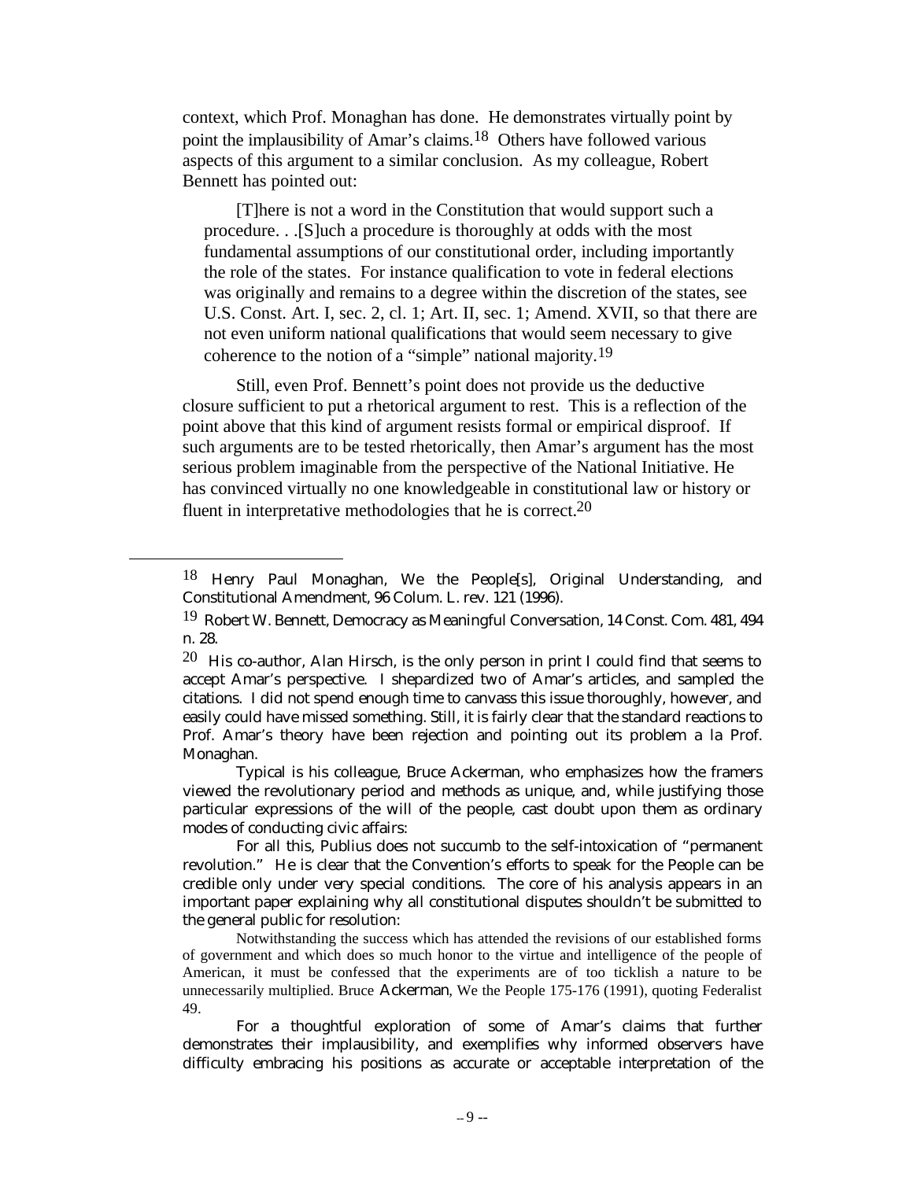context, which Prof. Monaghan has done. He demonstrates virtually point by point the implausibility of Amar's claims.[18] Others have followed various aspects of this argument to a similar conclusion. As my colleague, Robert Bennett has pointed out:

> [T]here is not a word in the Constitution that would support such a procedure. . .[S]uch a procedure is thoroughly at odds with the most fundamental assumptions of our constitutional order, including importantly the role of the states. For instance qualification to vote in federal elections was originally and remains to a degree within the discretion of the states, see U.S. Const. Art. I, sec. 2, cl. 1; Art. II, sec. 1; Amend. XVII, so that there are not even uniform national qualifications that would seem necessary to give coherence to the notion of a "simple" national majority.[19]

Still, even Prof. Bennett's point does not provide us the deductive closure sufficient to put a rhetorical argument to rest. This is a reflection of the point above that this kind of argument resists formal or empirical disproof. If such arguments are to be tested rhetorically, then Amar's argument has the most serious problem imaginable from the perspective of the National Initiative. He has convinced virtually no one knowledgeable in constitutional law or history or fluent in interpretative methodologies that he is correct.[20]

---

[18] Henry Paul Monaghan, We the People[s], Original Understanding, and Constitutional Amendment, 96 Colum. L. rev. 121 (1996).

[19] Robert W. Bennett, Democracy as Meaningful Conversation, 14 Const. Com. 481, 494 n. 28.

[20] His co-author, Alan Hirsch, is the only person in print I could find that seems to accept Amar's perspective. I shepardized two of Amar's articles, and sampled the citations. I did not spend enough time to canvass this issue thoroughly, however, and easily could have missed something. Still, it is fairly clear that the standard reactions to Prof. Amar's theory have been rejection and pointing out its problem a la Prof. Monaghan.

Typical is his colleague, Bruce Ackerman, who emphasizes how the framers viewed the revolutionary period and methods as unique, and, while justifying those particular expressions of the will of the people, cast doubt upon them as ordinary modes of conducting civic affairs:

For all this, Publius does not succumb to the self-intoxication of "permanent revolution." He is clear that the Convention's efforts to speak for the People can be credible only under very special conditions. The core of his analysis appears in an important paper explaining why all constitutional disputes shouldn't be submitted to the general public for resolution:

> Notwithstanding the success which has attended the revisions of our established forms of government and which does so much honor to the virtue and intelligence of the people of American, it must be confessed that the experiments are of too ticklish a nature to be unnecessarily multiplied. Bruce Ackerman, We the People 175-176 (1991), quoting Federalist 49.

For a thoughtful exploration of some of Amar's claims that further demonstrates their implausibility, and exemplifies why informed observers have difficulty embracing his positions as accurate or acceptable interpretation of the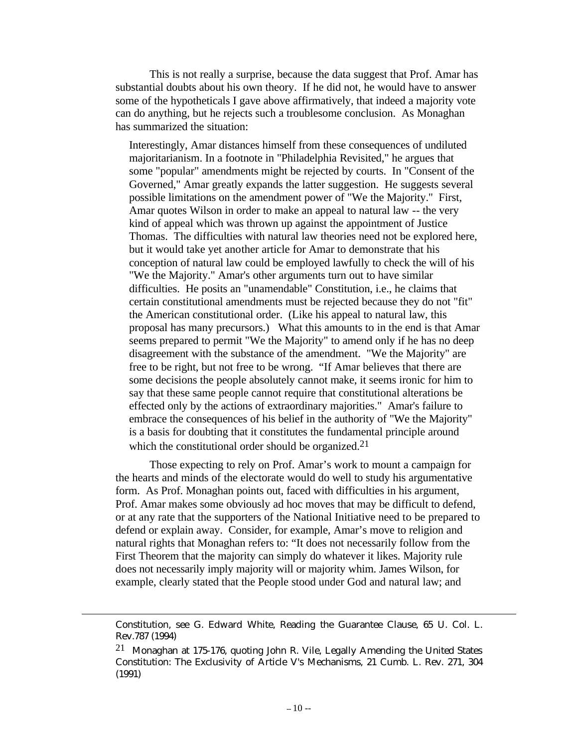This is not really a surprise, because the data suggest that Prof. Amar has substantial doubts about his own theory. If he did not, he would have to answer some of the hypotheticals I gave above affirmatively, that indeed a majority vote can do anything, but he rejects such a troublesome conclusion. As Monaghan has summarized the situation:

> Interestingly, Amar distances himself from these consequences of undiluted majoritarianism. In a footnote in "Philadelphia Revisited," he argues that some "popular" amendments might be rejected by courts. In "Consent of the Governed," Amar greatly expands the latter suggestion. He suggests several possible limitations on the amendment power of "We the Majority." First, Amar quotes Wilson in order to make an appeal to natural law -- the very kind of appeal which was thrown up against the appointment of Justice Thomas. The difficulties with natural law theories need not be explored here, but it would take yet another article for Amar to demonstrate that his conception of natural law could be employed lawfully to check the will of his "We the Majority." Amar's other arguments turn out to have similar difficulties. He posits an "unamendable" Constitution, i.e., he claims that certain constitutional amendments must be rejected because they do not "fit" the American constitutional order. (Like his appeal to natural law, this proposal has many precursors.) What this amounts to in the end is that Amar seems prepared to permit "We the Majority" to amend only if he has no deep disagreement with the substance of the amendment. "We the Majority" are free to be right, but not free to be wrong. "If Amar believes that there are some decisions the people absolutely cannot make, it seems ironic for him to say that these same people cannot require that constitutional alterations be effected only by the actions of extraordinary majorities." Amar's failure to embrace the consequences of his belief in the authority of "We the Majority" is a basis for doubting that it constitutes the fundamental principle around which the constitutional order should be organized.[21]

Those expecting to rely on Prof. Amar's work to mount a campaign for the hearts and minds of the electorate would do well to study his argumentative form. As Prof. Monaghan points out, faced with difficulties in his argument, Prof. Amar makes some obviously ad hoc moves that may be difficult to defend, or at any rate that the supporters of the National Initiative need to be prepared to defend or explain away. Consider, for example, Amar's move to religion and natural rights that Monaghan refers to: "It does not necessarily follow from the First Theorem that the majority can simply do whatever it likes. Majority rule does not necessarily imply majority will or majority whim. James Wilson, for example, clearly stated that the People stood under God and natural law; and

---

Constitution, see G. Edward White, Reading the Guarantee Clause, 65 U. Col. L. Rev.787 (1994)

[21] Monaghan at 175-176, quoting John R. Vile, Legally Amending the United States Constitution: The Exclusivity of Article V's Mechanisms, 21 Cumb. L. Rev. 271, 304 (1991)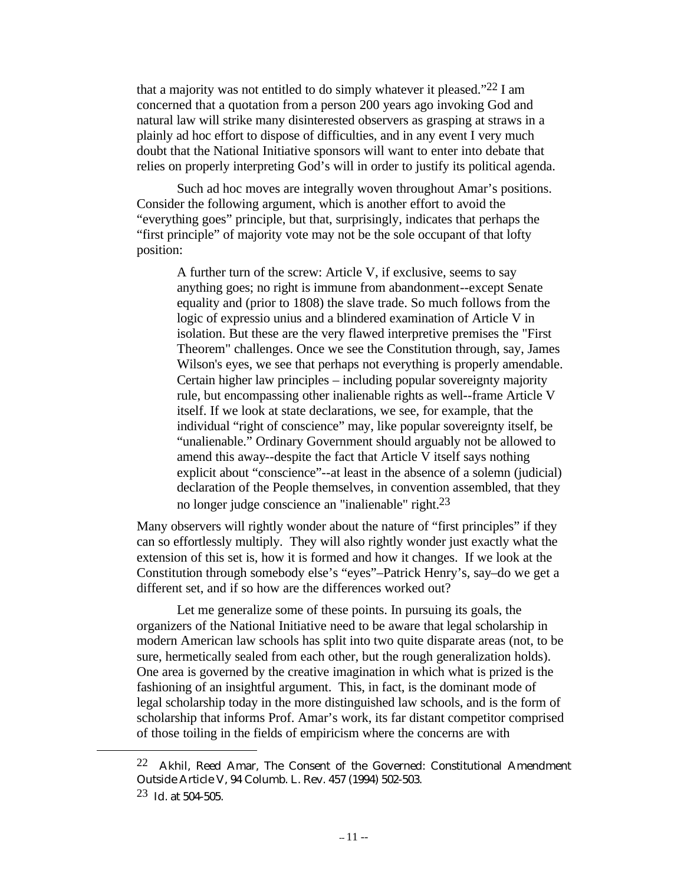that a majority was not entitled to do simply whatever it pleased."[22] I am concerned that a quotation from a person 200 years ago invoking God and natural law will strike many disinterested observers as grasping at straws in a plainly ad hoc effort to dispose of difficulties, and in any event I very much doubt that the National Initiative sponsors will want to enter into debate that relies on properly interpreting God's will in order to justify its political agenda.

Such ad hoc moves are integrally woven throughout Amar's positions. Consider the following argument, which is another effort to avoid the "everything goes" principle, but that, surprisingly, indicates that perhaps the "first principle" of majority vote may not be the sole occupant of that lofty position:

> A further turn of the screw: Article V, if exclusive, seems to say anything goes; no right is immune from abandonment--except Senate equality and (prior to 1808) the slave trade. So much follows from the logic of expressio unius and a blindered examination of Article V in isolation. But these are the very flawed interpretive premises the "First Theorem" challenges. Once we see the Constitution through, say, James Wilson's eyes, we see that perhaps not everything is properly amendable. Certain higher law principles – including popular sovereignty majority rule, but encompassing other inalienable rights as well--frame Article V itself. If we look at state declarations, we see, for example, that the individual "right of conscience" may, like popular sovereignty itself, be "unalienable." Ordinary Government should arguably not be allowed to amend this away--despite the fact that Article V itself says nothing explicit about "conscience"--at least in the absence of a solemn (judicial) declaration of the People themselves, in convention assembled, that they no longer judge conscience an "inalienable" right.[23]

Many observers will rightly wonder about the nature of "first principles" if they can so effortlessly multiply. They will also rightly wonder just exactly what the extension of this set is, how it is formed and how it changes. If we look at the Constitution through somebody else's "eyes"–Patrick Henry's, say–do we get a different set, and if so how are the differences worked out?

Let me generalize some of these points. In pursuing its goals, the organizers of the National Initiative need to be aware that legal scholarship in modern American law schools has split into two quite disparate areas (not, to be sure, hermetically sealed from each other, but the rough generalization holds). One area is governed by the creative imagination in which what is prized is the fashioning of an insightful argument. This, in fact, is the dominant mode of legal scholarship today in the more distinguished law schools, and is the form of scholarship that informs Prof. Amar's work, its far distant competitor comprised of those toiling in the fields of empiricism where the concerns are with

---

[22] Akhil, Reed Amar, The Consent of the Governed: Constitutional Amendment Outside Article V, 94 Columb. L. Rev. 457 (1994) 502-503.

[23] Id. at 504-505.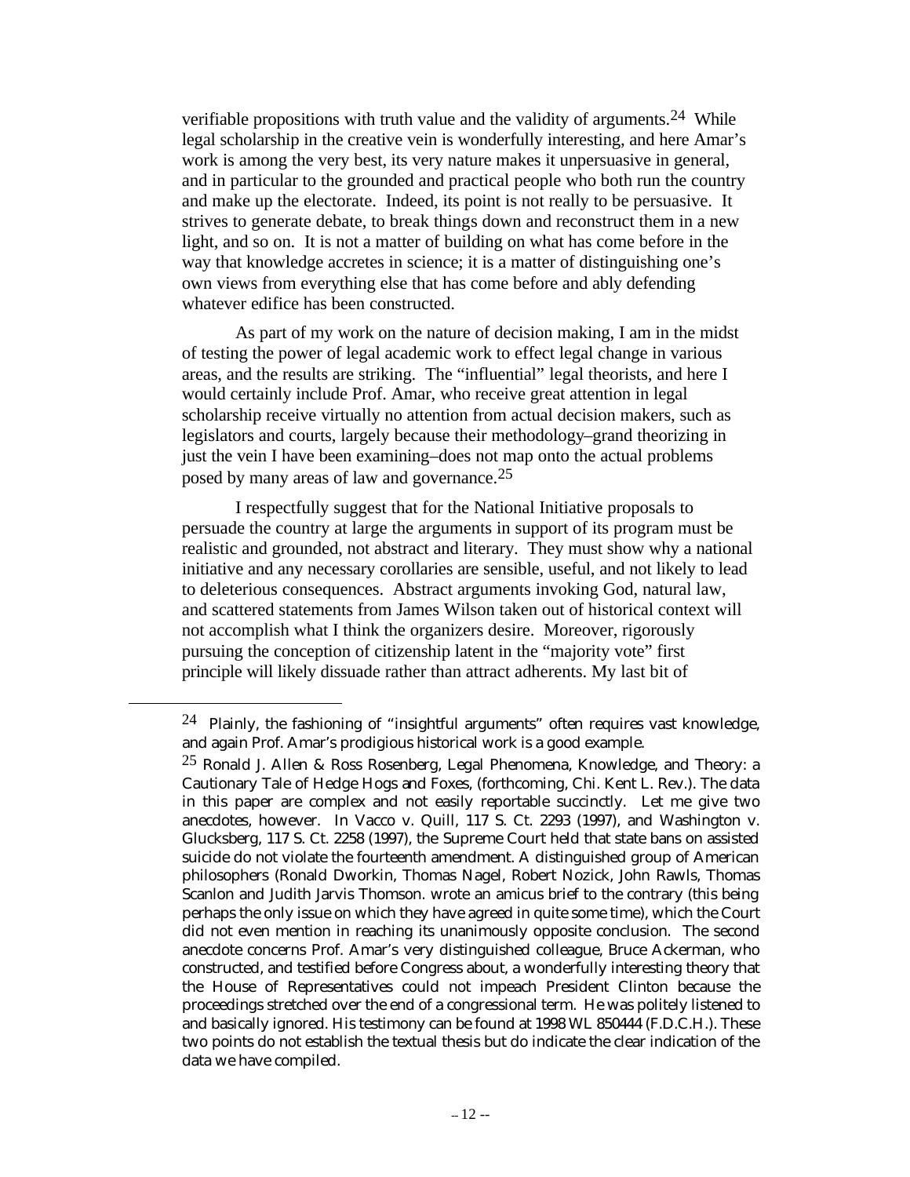verifiable propositions with truth value and the validity of arguments.[24] While legal scholarship in the creative vein is wonderfully interesting, and here Amar's work is among the very best, its very nature makes it unpersuasive in general, and in particular to the grounded and practical people who both run the country and make up the electorate. Indeed, its point is not really to be persuasive. It strives to generate debate, to break things down and reconstruct them in a new light, and so on. It is not a matter of building on what has come before in the way that knowledge accretes in science; it is a matter of distinguishing one's own views from everything else that has come before and ably defending whatever edifice has been constructed.

As part of my work on the nature of decision making, I am in the midst of testing the power of legal academic work to effect legal change in various areas, and the results are striking. The "influential" legal theorists, and here I would certainly include Prof. Amar, who receive great attention in legal scholarship receive virtually no attention from actual decision makers, such as legislators and courts, largely because their methodology–grand theorizing in just the vein I have been examining–does not map onto the actual problems posed by many areas of law and governance.[25]

I respectfully suggest that for the National Initiative proposals to persuade the country at large the arguments in support of its program must be realistic and grounded, not abstract and literary. They must show why a national initiative and any necessary corollaries are sensible, useful, and not likely to lead to deleterious consequences. Abstract arguments invoking God, natural law, and scattered statements from James Wilson taken out of historical context will not accomplish what I think the organizers desire. Moreover, rigorously pursuing the conception of citizenship latent in the "majority vote" first principle will likely dissuade rather than attract adherents. My last bit of

---

[24] Plainly, the fashioning of "insightful arguments" often requires vast knowledge, and again Prof. Amar's prodigious historical work is a good example.

[25] Ronald J. Allen & Ross Rosenberg, Legal Phenomena, Knowledge, and Theory: a Cautionary Tale of Hedge Hogs and Foxes, (forthcoming, Chi. Kent L. Rev.). The data in this paper are complex and not easily reportable succinctly. Let me give two anecdotes, however. In Vacco v. Quill, 117 S. Ct. 2293 (1997), and Washington v. Glucksberg, 117 S. Ct. 2258 (1997), the Supreme Court held that state bans on assisted suicide do not violate the fourteenth amendment. A distinguished group of American philosophers (Ronald Dworkin, Thomas Nagel, Robert Nozick, John Rawls, Thomas Scanlon and Judith Jarvis Thomson. wrote an amicus brief to the contrary (this being perhaps the only issue on which they have agreed in quite some time), which the Court did not even mention in reaching its unanimously opposite conclusion. The second anecdote concerns Prof. Amar's very distinguished colleague, Bruce Ackerman, who constructed, and testified before Congress about, a wonderfully interesting theory that the House of Representatives could not impeach President Clinton because the proceedings stretched over the end of a congressional term. He was politely listened to and basically ignored. His testimony can be found at 1998 WL 850444 (F.D.C.H.). These two points do not establish the textual thesis but do indicate the clear indication of the data we have compiled.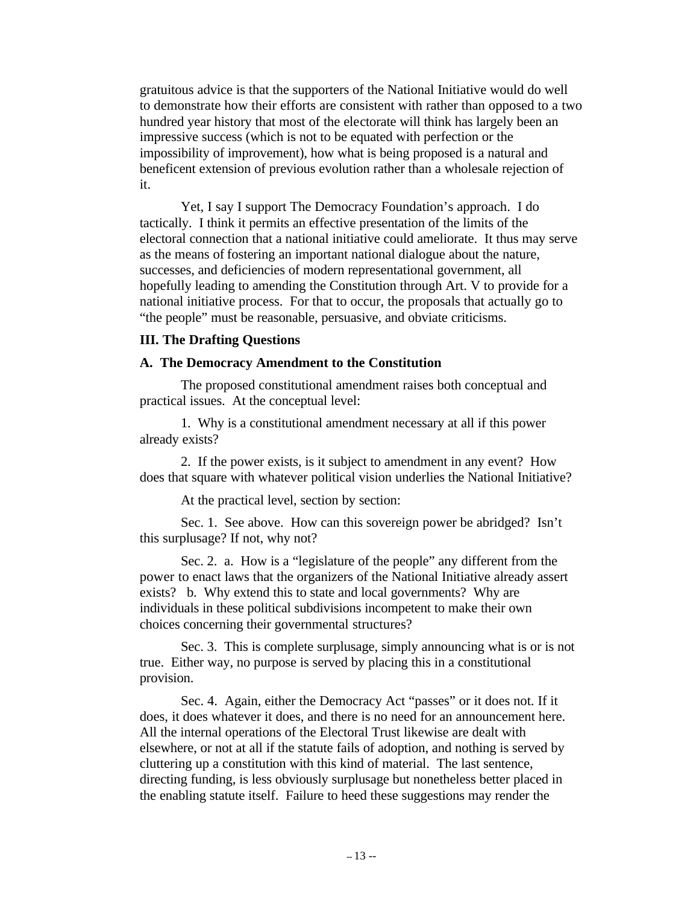gratuitous advice is that the supporters of the National Initiative would do well to demonstrate how their efforts are consistent with rather than opposed to a two hundred year history that most of the electorate will think has largely been an impressive success (which is not to be equated with perfection or the impossibility of improvement), how what is being proposed is a natural and beneficent extension of previous evolution rather than a wholesale rejection of it.

Yet, I say I support The Democracy Foundation's approach. I do tactically. I think it permits an effective presentation of the limits of the electoral connection that a national initiative could ameliorate. It thus may serve as the means of fostering an important national dialogue about the nature, successes, and deficiencies of modern representational government, all hopefully leading to amending the Constitution through Art. V to provide for a national initiative process. For that to occur, the proposals that actually go to "the people" must be reasonable, persuasive, and obviate criticisms.

## III. The Drafting Questions

### A. The Democracy Amendment to the Constitution

The proposed constitutional amendment raises both conceptual and practical issues. At the conceptual level:

1. Why is a constitutional amendment necessary at all if this power already exists?

2. If the power exists, is it subject to amendment in any event? How does that square with whatever political vision underlies the National Initiative?

At the practical level, section by section:

Sec. 1. See above. How can this sovereign power be abridged? Isn't this surplusage? If not, why not?

Sec. 2. a. How is a "legislature of the people" any different from the power to enact laws that the organizers of the National Initiative already assert exists? b. Why extend this to state and local governments? Why are individuals in these political subdivisions incompetent to make their own choices concerning their governmental structures?

Sec. 3. This is complete surplusage, simply announcing what is or is not true. Either way, no purpose is served by placing this in a constitutional provision.

Sec. 4. Again, either the Democracy Act "passes" or it does not. If it does, it does whatever it does, and there is no need for an announcement here. All the internal operations of the Electoral Trust likewise are dealt with elsewhere, or not at all if the statute fails of adoption, and nothing is served by cluttering up a constitution with this kind of material. The last sentence, directing funding, is less obviously surplusage but nonetheless better placed in the enabling statute itself. Failure to heed these suggestions may render the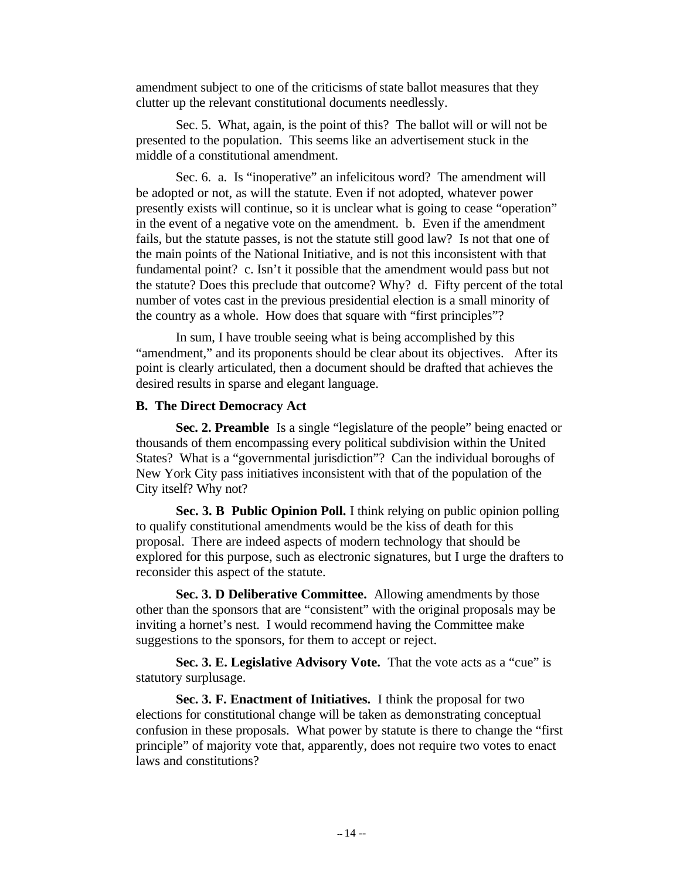amendment subject to one of the criticisms of state ballot measures that they clutter up the relevant constitutional documents needlessly.

Sec. 5. What, again, is the point of this? The ballot will or will not be presented to the population. This seems like an advertisement stuck in the middle of a constitutional amendment.

Sec. 6. a. Is "inoperative" an infelicitous word? The amendment will be adopted or not, as will the statute. Even if not adopted, whatever power presently exists will continue, so it is unclear what is going to cease "operation" in the event of a negative vote on the amendment. b. Even if the amendment fails, but the statute passes, is not the statute still good law? Is not that one of the main points of the National Initiative, and is not this inconsistent with that fundamental point? c. Isn't it possible that the amendment would pass but not the statute? Does this preclude that outcome? Why? d. Fifty percent of the total number of votes cast in the previous presidential election is a small minority of the country as a whole. How does that square with "first principles"?

In sum, I have trouble seeing what is being accomplished by this "amendment," and its proponents should be clear about its objectives. After its point is clearly articulated, then a document should be drafted that achieves the desired results in sparse and elegant language.

**B. The Direct Democracy Act**

**Sec. 2. Preamble** Is a single "legislature of the people" being enacted or thousands of them encompassing every political subdivision within the United States? What is a "governmental jurisdiction"? Can the individual boroughs of New York City pass initiatives inconsistent with that of the population of the City itself? Why not?

**Sec. 3. B Public Opinion Poll.** I think relying on public opinion polling to qualify constitutional amendments would be the kiss of death for this proposal. There are indeed aspects of modern technology that should be explored for this purpose, such as electronic signatures, but I urge the drafters to reconsider this aspect of the statute.

**Sec. 3. D Deliberative Committee.** Allowing amendments by those other than the sponsors that are "consistent" with the original proposals may be inviting a hornet's nest. I would recommend having the Committee make suggestions to the sponsors, for them to accept or reject.

**Sec. 3. E. Legislative Advisory Vote.** That the vote acts as a "cue" is statutory surplusage.

**Sec. 3. F. Enactment of Initiatives.** I think the proposal for two elections for constitutional change will be taken as demonstrating conceptual confusion in these proposals. What power by statute is there to change the "first principle" of majority vote that, apparently, does not require two votes to enact laws and constitutions?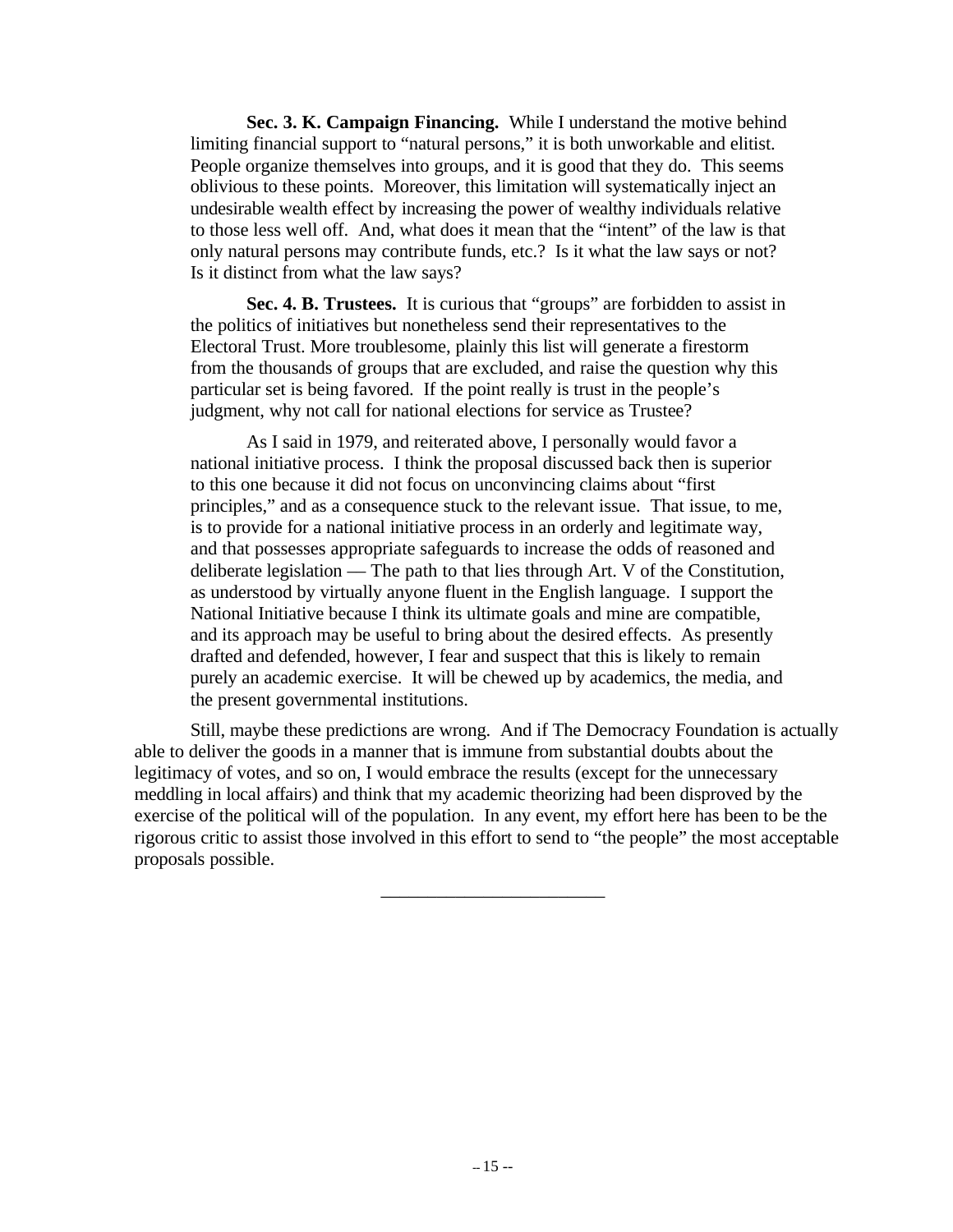**Sec. 3. K. Campaign Financing.** While I understand the motive behind limiting financial support to "natural persons," it is both unworkable and elitist. People organize themselves into groups, and it is good that they do. This seems oblivious to these points. Moreover, this limitation will systematically inject an undesirable wealth effect by increasing the power of wealthy individuals relative to those less well off. And, what does it mean that the "intent" of the law is that only natural persons may contribute funds, etc.? Is it what the law says or not? Is it distinct from what the law says?

**Sec. 4. B. Trustees.** It is curious that "groups" are forbidden to assist in the politics of initiatives but nonetheless send their representatives to the Electoral Trust. More troublesome, plainly this list will generate a firestorm from the thousands of groups that are excluded, and raise the question why this particular set is being favored. If the point really is trust in the people's judgment, why not call for national elections for service as Trustee?

As I said in 1979, and reiterated above, I personally would favor a national initiative process. I think the proposal discussed back then is superior to this one because it did not focus on unconvincing claims about "first principles," and as a consequence stuck to the relevant issue. That issue, to me, is to provide for a national initiative process in an orderly and legitimate way, and that possesses appropriate safeguards to increase the odds of reasoned and deliberate legislation — The path to that lies through Art. V of the Constitution, as understood by virtually anyone fluent in the English language. I support the National Initiative because I think its ultimate goals and mine are compatible, and its approach may be useful to bring about the desired effects. As presently drafted and defended, however, I fear and suspect that this is likely to remain purely an academic exercise. It will be chewed up by academics, the media, and the present governmental institutions.

Still, maybe these predictions are wrong. And if The Democracy Foundation is actually able to deliver the goods in a manner that is immune from substantial doubts about the legitimacy of votes, and so on, I would embrace the results (except for the unnecessary meddling in local affairs) and think that my academic theorizing had been disproved by the exercise of the political will of the population. In any event, my effort here has been to be the rigorous critic to assist those involved in this effort to send to "the people" the most acceptable proposals possible.

---